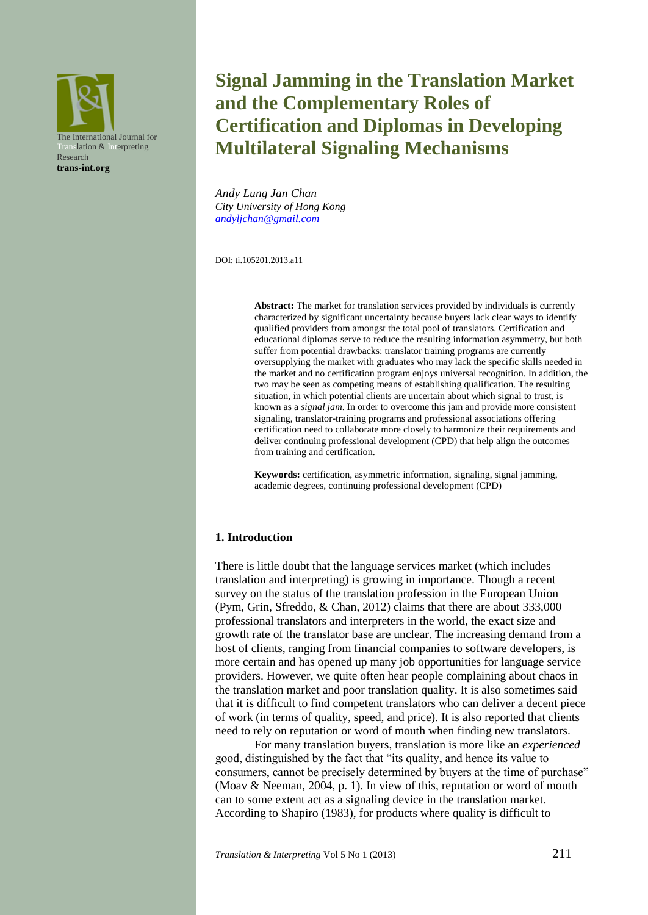The International Journal for Translation & Interpreting Research
**trans-int.org**

# Signal Jamming in the Translation Market and the Complementary Roles of Certification and Diplomas in Developing Multilateral Signaling Mechanisms

*Andy Lung Jan Chan*
*City University of Hong Kong*
*andyljchan@gmail.com*

DOI: ti.105201.2013.a11

**Abstract:** The market for translation services provided by individuals is currently characterized by significant uncertainty because buyers lack clear ways to identify qualified providers from amongst the total pool of translators. Certification and educational diplomas serve to reduce the resulting information asymmetry, but both suffer from potential drawbacks: translator training programs are currently oversupplying the market with graduates who may lack the specific skills needed in the market and no certification program enjoys universal recognition. In addition, the two may be seen as competing means of establishing qualification. The resulting situation, in which potential clients are uncertain about which signal to trust, is known as a *signal jam*. In order to overcome this jam and provide more consistent signaling, translator-training programs and professional associations offering certification need to collaborate more closely to harmonize their requirements and deliver continuing professional development (CPD) that help align the outcomes from training and certification.

**Keywords:** certification, asymmetric information, signaling, signal jamming, academic degrees, continuing professional development (CPD)

## 1. Introduction

There is little doubt that the language services market (which includes translation and interpreting) is growing in importance. Though a recent survey on the status of the translation profession in the European Union (Pym, Grin, Sfreddo, & Chan, 2012) claims that there are about 333,000 professional translators and interpreters in the world, the exact size and growth rate of the translator base are unclear. The increasing demand from a host of clients, ranging from financial companies to software developers, is more certain and has opened up many job opportunities for language service providers. However, we quite often hear people complaining about chaos in the translation market and poor translation quality. It is also sometimes said that it is difficult to find competent translators who can deliver a decent piece of work (in terms of quality, speed, and price). It is also reported that clients need to rely on reputation or word of mouth when finding new translators.

For many translation buyers, translation is more like an *experienced* good, distinguished by the fact that "its quality, and hence its value to consumers, cannot be precisely determined by buyers at the time of purchase" (Moav & Neeman, 2004, p. 1). In view of this, reputation or word of mouth can to some extent act as a signaling device in the translation market. According to Shapiro (1983), for products where quality is difficult to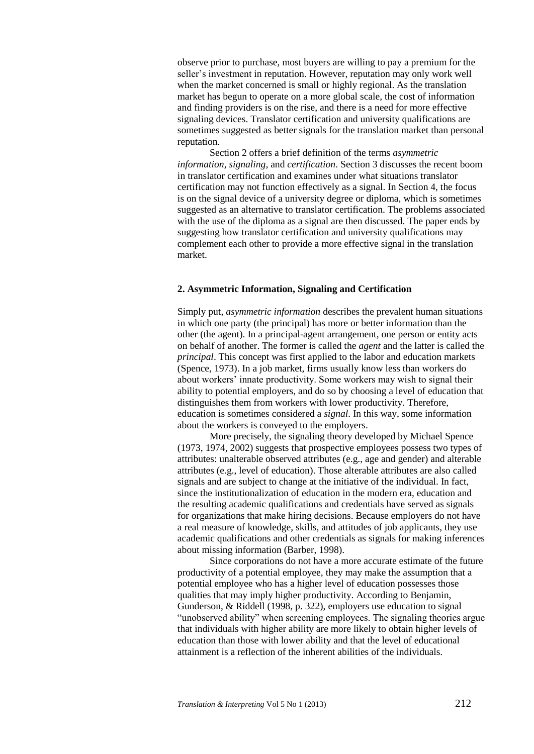observe prior to purchase, most buyers are willing to pay a premium for the seller's investment in reputation. However, reputation may only work well when the market concerned is small or highly regional. As the translation market has begun to operate on a more global scale, the cost of information and finding providers is on the rise, and there is a need for more effective signaling devices. Translator certification and university qualifications are sometimes suggested as better signals for the translation market than personal reputation.

Section 2 offers a brief definition of the terms *asymmetric information*, *signaling*, and *certification*. Section 3 discusses the recent boom in translator certification and examines under what situations translator certification may not function effectively as a signal. In Section 4, the focus is on the signal device of a university degree or diploma, which is sometimes suggested as an alternative to translator certification. The problems associated with the use of the diploma as a signal are then discussed. The paper ends by suggesting how translator certification and university qualifications may complement each other to provide a more effective signal in the translation market.

## 2. Asymmetric Information, Signaling and Certification

Simply put, *asymmetric information* describes the prevalent human situations in which one party (the principal) has more or better information than the other (the agent). In a principal-agent arrangement, one person or entity acts on behalf of another. The former is called the *agent* and the latter is called the *principal*. This concept was first applied to the labor and education markets (Spence, 1973). In a job market, firms usually know less than workers do about workers' innate productivity. Some workers may wish to signal their ability to potential employers, and do so by choosing a level of education that distinguishes them from workers with lower productivity. Therefore, education is sometimes considered a *signal*. In this way, some information about the workers is conveyed to the employers.

More precisely, the signaling theory developed by Michael Spence (1973, 1974, 2002) suggests that prospective employees possess two types of attributes: unalterable observed attributes (e.g., age and gender) and alterable attributes (e.g., level of education). Those alterable attributes are also called signals and are subject to change at the initiative of the individual. In fact, since the institutionalization of education in the modern era, education and the resulting academic qualifications and credentials have served as signals for organizations that make hiring decisions. Because employers do not have a real measure of knowledge, skills, and attitudes of job applicants, they use academic qualifications and other credentials as signals for making inferences about missing information (Barber, 1998).

Since corporations do not have a more accurate estimate of the future productivity of a potential employee, they may make the assumption that a potential employee who has a higher level of education possesses those qualities that may imply higher productivity. According to Benjamin, Gunderson, & Riddell (1998, p. 322), employers use education to signal "unobserved ability" when screening employees. The signaling theories argue that individuals with higher ability are more likely to obtain higher levels of education than those with lower ability and that the level of educational attainment is a reflection of the inherent abilities of the individuals.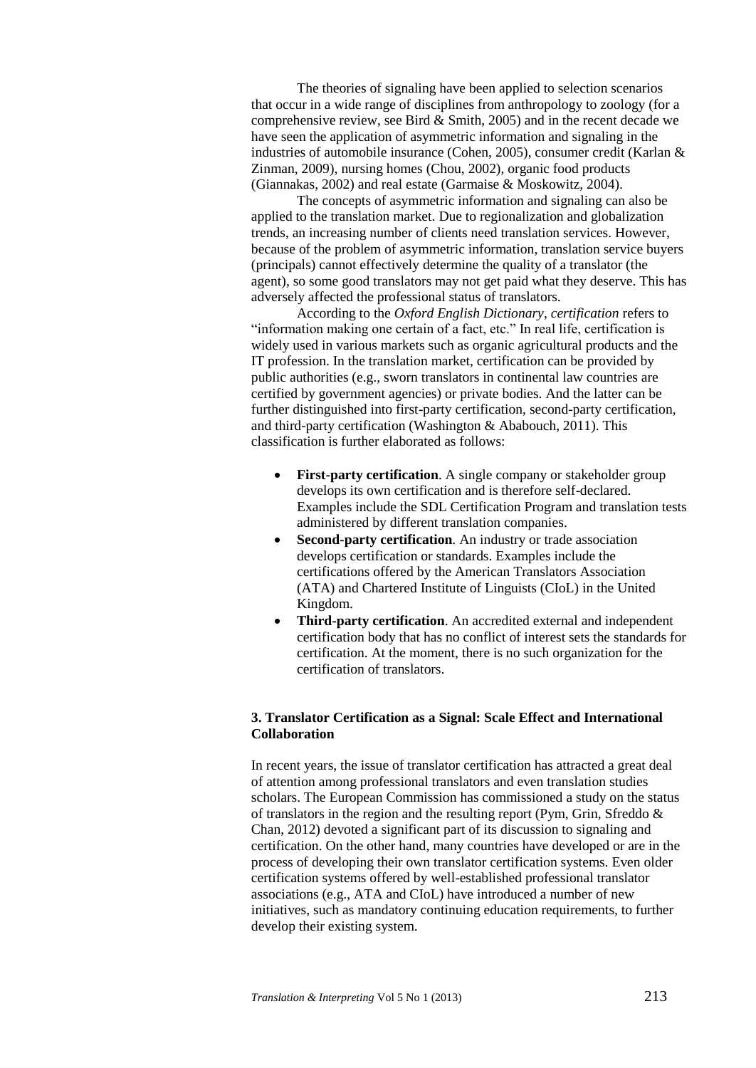The theories of signaling have been applied to selection scenarios that occur in a wide range of disciplines from anthropology to zoology (for a comprehensive review, see Bird & Smith, 2005) and in the recent decade we have seen the application of asymmetric information and signaling in the industries of automobile insurance (Cohen, 2005), consumer credit (Karlan & Zinman, 2009), nursing homes (Chou, 2002), organic food products (Giannakas, 2002) and real estate (Garmaise & Moskowitz, 2004).

The concepts of asymmetric information and signaling can also be applied to the translation market. Due to regionalization and globalization trends, an increasing number of clients need translation services. However, because of the problem of asymmetric information, translation service buyers (principals) cannot effectively determine the quality of a translator (the agent), so some good translators may not get paid what they deserve. This has adversely affected the professional status of translators.

According to the *Oxford English Dictionary*, *certification* refers to "information making one certain of a fact, etc." In real life, certification is widely used in various markets such as organic agricultural products and the IT profession. In the translation market, certification can be provided by public authorities (e.g., sworn translators in continental law countries are certified by government agencies) or private bodies. And the latter can be further distinguished into first-party certification, second-party certification, and third-party certification (Washington & Ababouch, 2011). This classification is further elaborated as follows:

- **First-party certification**. A single company or stakeholder group develops its own certification and is therefore self-declared. Examples include the SDL Certification Program and translation tests administered by different translation companies.
- **Second-party certification**. An industry or trade association develops certification or standards. Examples include the certifications offered by the American Translators Association (ATA) and Chartered Institute of Linguists (CIoL) in the United Kingdom.
- **Third-party certification**. An accredited external and independent certification body that has no conflict of interest sets the standards for certification. At the moment, there is no such organization for the certification of translators.

## 3. Translator Certification as a Signal: Scale Effect and International Collaboration

In recent years, the issue of translator certification has attracted a great deal of attention among professional translators and even translation studies scholars. The European Commission has commissioned a study on the status of translators in the region and the resulting report (Pym, Grin, Sfreddo & Chan, 2012) devoted a significant part of its discussion to signaling and certification. On the other hand, many countries have developed or are in the process of developing their own translator certification systems. Even older certification systems offered by well-established professional translator associations (e.g., ATA and CIoL) have introduced a number of new initiatives, such as mandatory continuing education requirements, to further develop their existing system.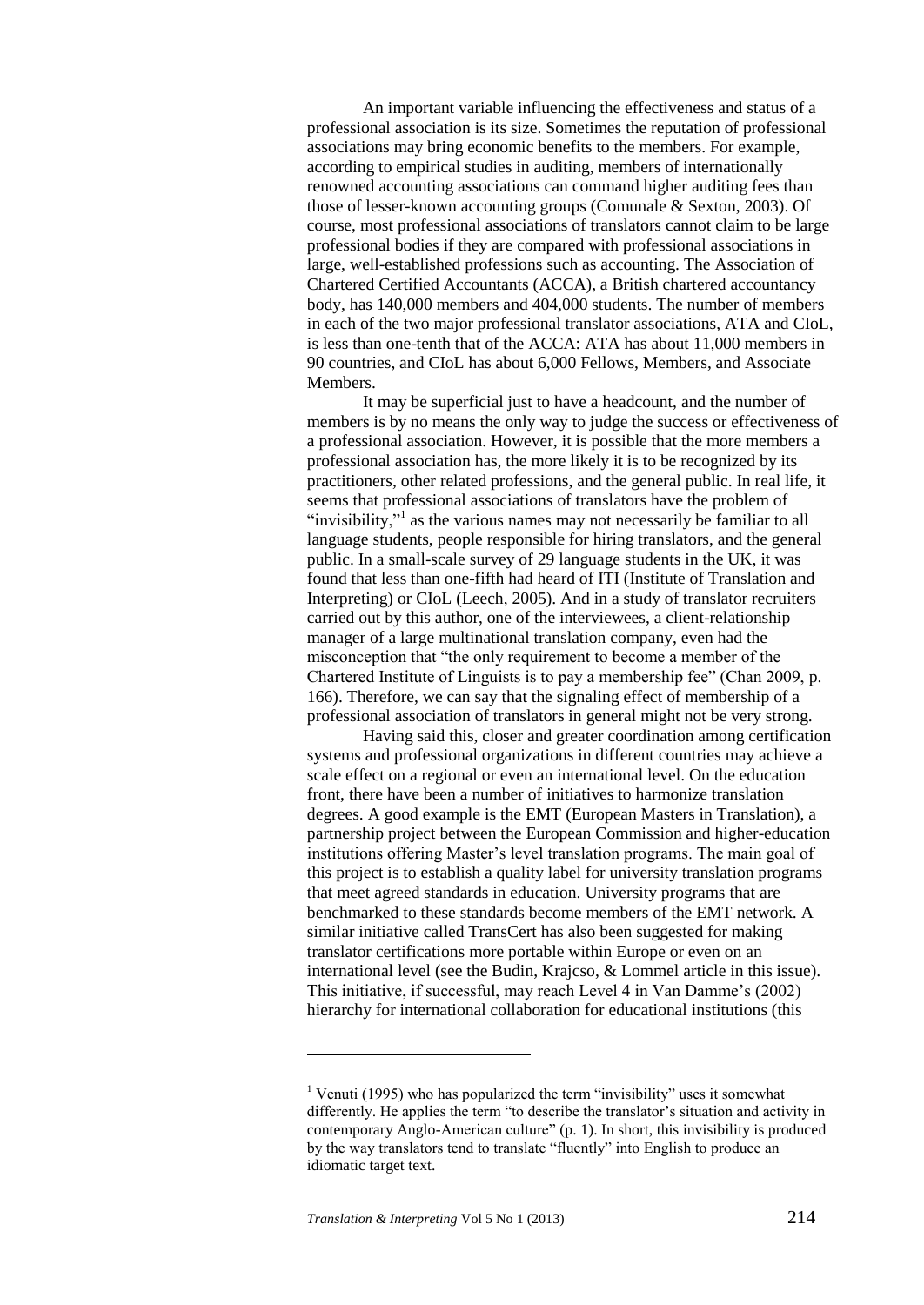An important variable influencing the effectiveness and status of a professional association is its size. Sometimes the reputation of professional associations may bring economic benefits to the members. For example, according to empirical studies in auditing, members of internationally renowned accounting associations can command higher auditing fees than those of lesser-known accounting groups (Comunale & Sexton, 2003). Of course, most professional associations of translators cannot claim to be large professional bodies if they are compared with professional associations in large, well-established professions such as accounting. The Association of Chartered Certified Accountants (ACCA), a British chartered accountancy body, has 140,000 members and 404,000 students. The number of members in each of the two major professional translator associations, ATA and CIoL, is less than one-tenth that of the ACCA: ATA has about 11,000 members in 90 countries, and CIoL has about 6,000 Fellows, Members, and Associate Members.

It may be superficial just to have a headcount, and the number of members is by no means the only way to judge the success or effectiveness of a professional association. However, it is possible that the more members a professional association has, the more likely it is to be recognized by its practitioners, other related professions, and the general public. In real life, it seems that professional associations of translators have the problem of "invisibility,"[1] as the various names may not necessarily be familiar to all language students, people responsible for hiring translators, and the general public. In a small-scale survey of 29 language students in the UK, it was found that less than one-fifth had heard of ITI (Institute of Translation and Interpreting) or CIoL (Leech, 2005). And in a study of translator recruiters carried out by this author, one of the interviewees, a client-relationship manager of a large multinational translation company, even had the misconception that "the only requirement to become a member of the Chartered Institute of Linguists is to pay a membership fee" (Chan 2009, p. 166). Therefore, we can say that the signaling effect of membership of a professional association of translators in general might not be very strong.

Having said this, closer and greater coordination among certification systems and professional organizations in different countries may achieve a scale effect on a regional or even an international level. On the education front, there have been a number of initiatives to harmonize translation degrees. A good example is the EMT (European Masters in Translation), a partnership project between the European Commission and higher-education institutions offering Master's level translation programs. The main goal of this project is to establish a quality label for university translation programs that meet agreed standards in education. University programs that are benchmarked to these standards become members of the EMT network. A similar initiative called TransCert has also been suggested for making translator certifications more portable within Europe or even on an international level (see the Budin, Krajcso, & Lommel article in this issue). This initiative, if successful, may reach Level 4 in Van Damme's (2002) hierarchy for international collaboration for educational institutions (this

---

[1] Venuti (1995) who has popularized the term "invisibility" uses it somewhat differently. He applies the term "to describe the translator's situation and activity in contemporary Anglo-American culture" (p. 1). In short, this invisibility is produced by the way translators tend to translate "fluently" into English to produce an idiomatic target text.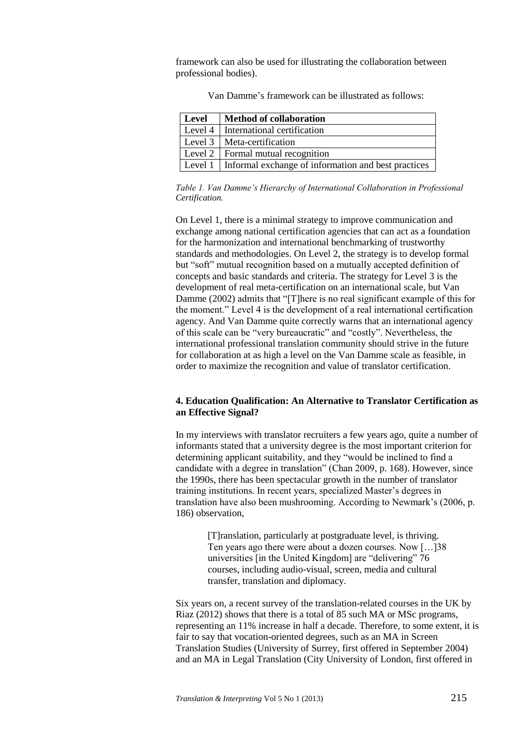framework can also be used for illustrating the collaboration between professional bodies).

Van Damme's framework can be illustrated as follows:

| Level | Method of collaboration |
|---|---|
| Level 4 | International certification |
| Level 3 | Meta-certification |
| Level 2 | Formal mutual recognition |
| Level 1 | Informal exchange of information and best practices |

*Table 1. Van Damme's Hierarchy of International Collaboration in Professional Certification.*

On Level 1, there is a minimal strategy to improve communication and exchange among national certification agencies that can act as a foundation for the harmonization and international benchmarking of trustworthy standards and methodologies. On Level 2, the strategy is to develop formal but "soft" mutual recognition based on a mutually accepted definition of concepts and basic standards and criteria. The strategy for Level 3 is the development of real meta-certification on an international scale, but Van Damme (2002) admits that "[T]here is no real significant example of this for the moment." Level 4 is the development of a real international certification agency. And Van Damme quite correctly warns that an international agency of this scale can be "very bureaucratic" and "costly". Nevertheless, the international professional translation community should strive in the future for collaboration at as high a level on the Van Damme scale as feasible, in order to maximize the recognition and value of translator certification.

## 4. Education Qualification: An Alternative to Translator Certification as an Effective Signal?

In my interviews with translator recruiters a few years ago, quite a number of informants stated that a university degree is the most important criterion for determining applicant suitability, and they "would be inclined to find a candidate with a degree in translation" (Chan 2009, p. 168). However, since the 1990s, there has been spectacular growth in the number of translator training institutions. In recent years, specialized Master's degrees in translation have also been mushrooming. According to Newmark's (2006, p. 186) observation,

> [T]ranslation, particularly at postgraduate level, is thriving. Ten years ago there were about a dozen courses. Now […]38 universities [in the United Kingdom] are "delivering" 76 courses, including audio-visual, screen, media and cultural transfer, translation and diplomacy.

Six years on, a recent survey of the translation-related courses in the UK by Riaz (2012) shows that there is a total of 85 such MA or MSc programs, representing an 11% increase in half a decade. Therefore, to some extent, it is fair to say that vocation-oriented degrees, such as an MA in Screen Translation Studies (University of Surrey, first offered in September 2004) and an MA in Legal Translation (City University of London, first offered in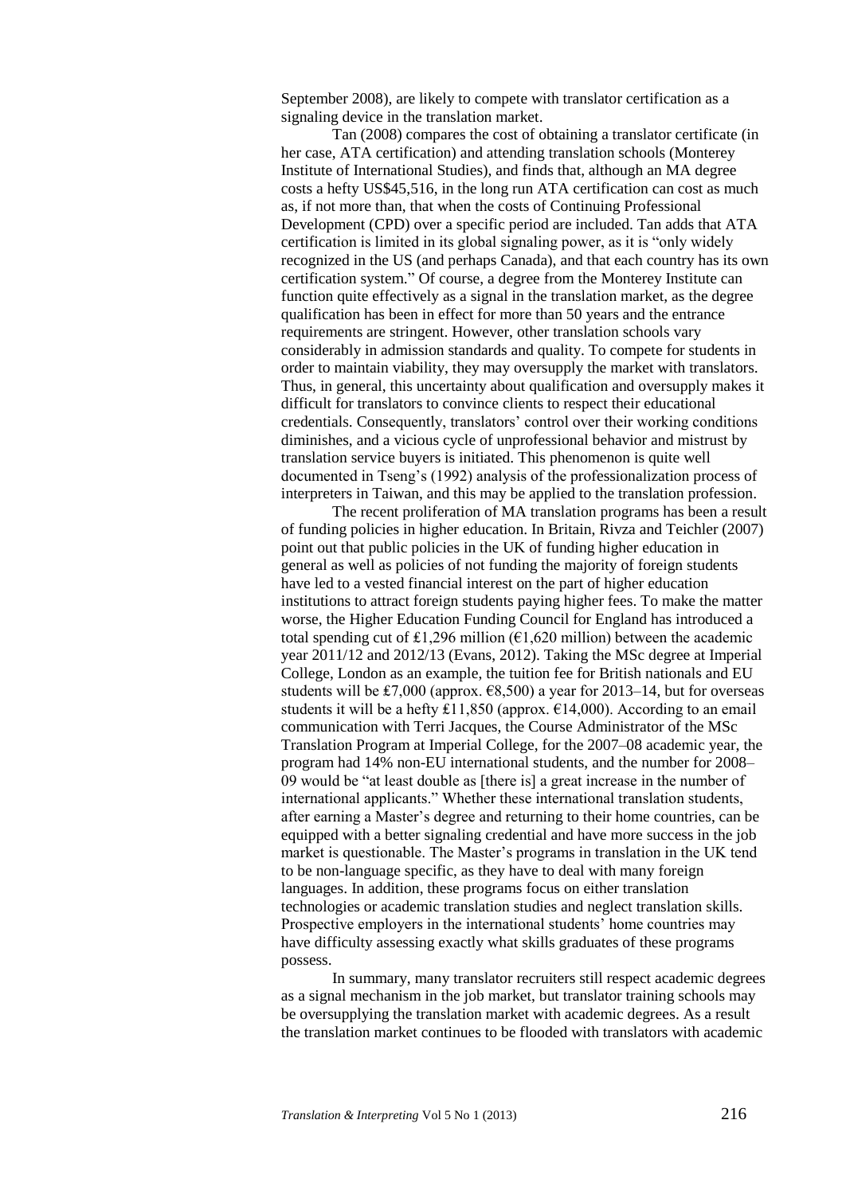September 2008), are likely to compete with translator certification as a signaling device in the translation market.

Tan (2008) compares the cost of obtaining a translator certificate (in her case, ATA certification) and attending translation schools (Monterey Institute of International Studies), and finds that, although an MA degree costs a hefty US$45,516, in the long run ATA certification can cost as much as, if not more than, that when the costs of Continuing Professional Development (CPD) over a specific period are included. Tan adds that ATA certification is limited in its global signaling power, as it is "only widely recognized in the US (and perhaps Canada), and that each country has its own certification system." Of course, a degree from the Monterey Institute can function quite effectively as a signal in the translation market, as the degree qualification has been in effect for more than 50 years and the entrance requirements are stringent. However, other translation schools vary considerably in admission standards and quality. To compete for students in order to maintain viability, they may oversupply the market with translators. Thus, in general, this uncertainty about qualification and oversupply makes it difficult for translators to convince clients to respect their educational credentials. Consequently, translators' control over their working conditions diminishes, and a vicious cycle of unprofessional behavior and mistrust by translation service buyers is initiated. This phenomenon is quite well documented in Tseng's (1992) analysis of the professionalization process of interpreters in Taiwan, and this may be applied to the translation profession.

The recent proliferation of MA translation programs has been a result of funding policies in higher education. In Britain, Rivza and Teichler (2007) point out that public policies in the UK of funding higher education in general as well as policies of not funding the majority of foreign students have led to a vested financial interest on the part of higher education institutions to attract foreign students paying higher fees. To make the matter worse, the Higher Education Funding Council for England has introduced a total spending cut of ₤1,296 million (€1,620 million) between the academic year 2011/12 and 2012/13 (Evans, 2012). Taking the MSc degree at Imperial College, London as an example, the tuition fee for British nationals and EU students will be ₤7,000 (approx. €8,500) a year for 2013–14, but for overseas students it will be a hefty ₤11,850 (approx. €14,000). According to an email communication with Terri Jacques, the Course Administrator of the MSc Translation Program at Imperial College, for the 2007–08 academic year, the program had 14% non-EU international students, and the number for 2008–09 would be "at least double as [there is] a great increase in the number of international applicants." Whether these international translation students, after earning a Master's degree and returning to their home countries, can be equipped with a better signaling credential and have more success in the job market is questionable. The Master's programs in translation in the UK tend to be non-language specific, as they have to deal with many foreign languages. In addition, these programs focus on either translation technologies or academic translation studies and neglect translation skills. Prospective employers in the international students' home countries may have difficulty assessing exactly what skills graduates of these programs possess.

In summary, many translator recruiters still respect academic degrees as a signal mechanism in the job market, but translator training schools may be oversupplying the translation market with academic degrees. As a result the translation market continues to be flooded with translators with academic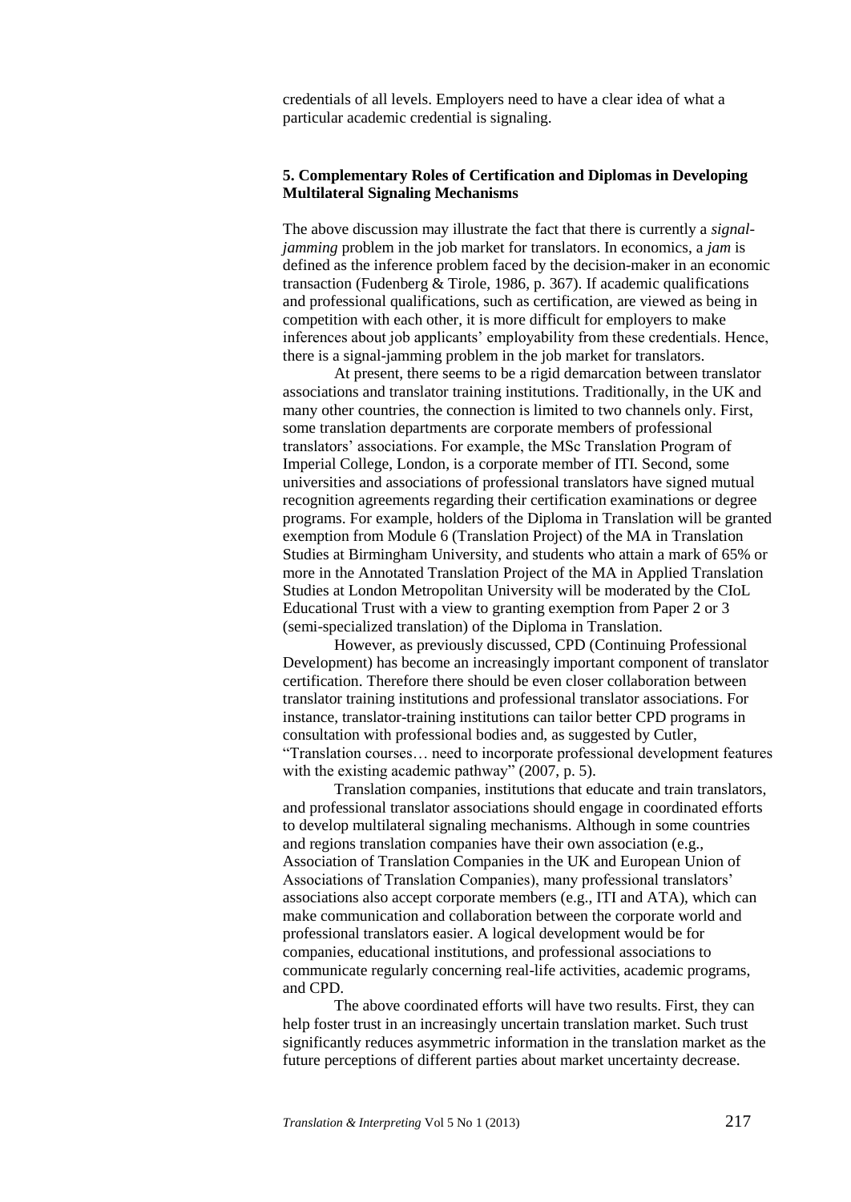credentials of all levels. Employers need to have a clear idea of what a particular academic credential is signaling.

## 5. Complementary Roles of Certification and Diplomas in Developing Multilateral Signaling Mechanisms

The above discussion may illustrate the fact that there is currently a *signal-jamming* problem in the job market for translators. In economics, a *jam* is defined as the inference problem faced by the decision-maker in an economic transaction (Fudenberg & Tirole, 1986, p. 367). If academic qualifications and professional qualifications, such as certification, are viewed as being in competition with each other, it is more difficult for employers to make inferences about job applicants' employability from these credentials. Hence, there is a signal-jamming problem in the job market for translators.

At present, there seems to be a rigid demarcation between translator associations and translator training institutions. Traditionally, in the UK and many other countries, the connection is limited to two channels only. First, some translation departments are corporate members of professional translators' associations. For example, the MSc Translation Program of Imperial College, London, is a corporate member of ITI. Second, some universities and associations of professional translators have signed mutual recognition agreements regarding their certification examinations or degree programs. For example, holders of the Diploma in Translation will be granted exemption from Module 6 (Translation Project) of the MA in Translation Studies at Birmingham University, and students who attain a mark of 65% or more in the Annotated Translation Project of the MA in Applied Translation Studies at London Metropolitan University will be moderated by the CIoL Educational Trust with a view to granting exemption from Paper 2 or 3 (semi-specialized translation) of the Diploma in Translation.

However, as previously discussed, CPD (Continuing Professional Development) has become an increasingly important component of translator certification. Therefore there should be even closer collaboration between translator training institutions and professional translator associations. For instance, translator-training institutions can tailor better CPD programs in consultation with professional bodies and, as suggested by Cutler, "Translation courses… need to incorporate professional development features with the existing academic pathway" (2007, p. 5).

Translation companies, institutions that educate and train translators, and professional translator associations should engage in coordinated efforts to develop multilateral signaling mechanisms. Although in some countries and regions translation companies have their own association (e.g., Association of Translation Companies in the UK and European Union of Associations of Translation Companies), many professional translators' associations also accept corporate members (e.g., ITI and ATA), which can make communication and collaboration between the corporate world and professional translators easier. A logical development would be for companies, educational institutions, and professional associations to communicate regularly concerning real-life activities, academic programs, and CPD.

The above coordinated efforts will have two results. First, they can help foster trust in an increasingly uncertain translation market. Such trust significantly reduces asymmetric information in the translation market as the future perceptions of different parties about market uncertainty decrease.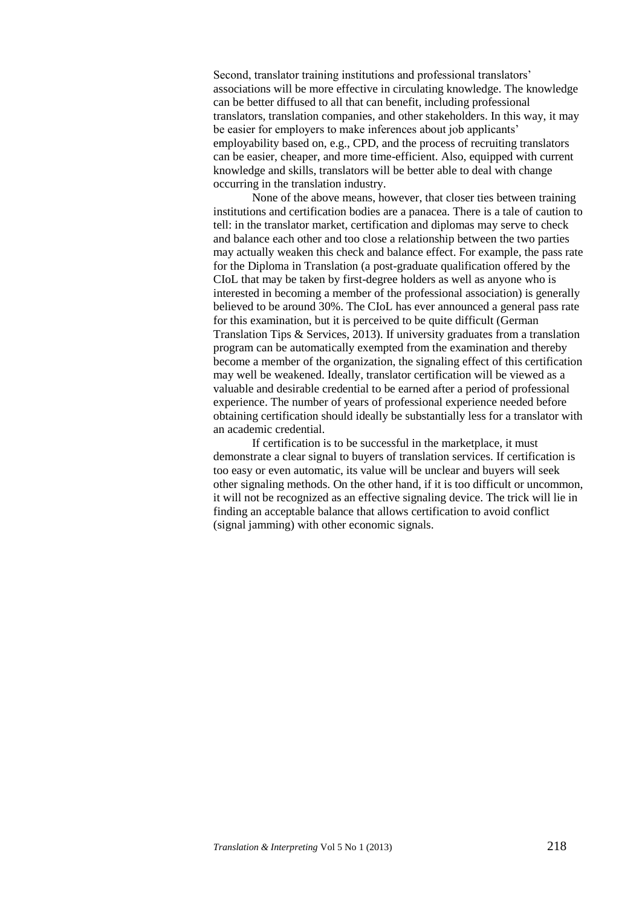Second, translator training institutions and professional translators' associations will be more effective in circulating knowledge. The knowledge can be better diffused to all that can benefit, including professional translators, translation companies, and other stakeholders. In this way, it may be easier for employers to make inferences about job applicants' employability based on, e.g., CPD, and the process of recruiting translators can be easier, cheaper, and more time-efficient. Also, equipped with current knowledge and skills, translators will be better able to deal with change occurring in the translation industry.

None of the above means, however, that closer ties between training institutions and certification bodies are a panacea. There is a tale of caution to tell: in the translator market, certification and diplomas may serve to check and balance each other and too close a relationship between the two parties may actually weaken this check and balance effect. For example, the pass rate for the Diploma in Translation (a post-graduate qualification offered by the CIoL that may be taken by first-degree holders as well as anyone who is interested in becoming a member of the professional association) is generally believed to be around 30%. The CIoL has ever announced a general pass rate for this examination, but it is perceived to be quite difficult (German Translation Tips & Services, 2013). If university graduates from a translation program can be automatically exempted from the examination and thereby become a member of the organization, the signaling effect of this certification may well be weakened. Ideally, translator certification will be viewed as a valuable and desirable credential to be earned after a period of professional experience. The number of years of professional experience needed before obtaining certification should ideally be substantially less for a translator with an academic credential.

If certification is to be successful in the marketplace, it must demonstrate a clear signal to buyers of translation services. If certification is too easy or even automatic, its value will be unclear and buyers will seek other signaling methods. On the other hand, if it is too difficult or uncommon, it will not be recognized as an effective signaling device. The trick will lie in finding an acceptable balance that allows certification to avoid conflict (signal jamming) with other economic signals.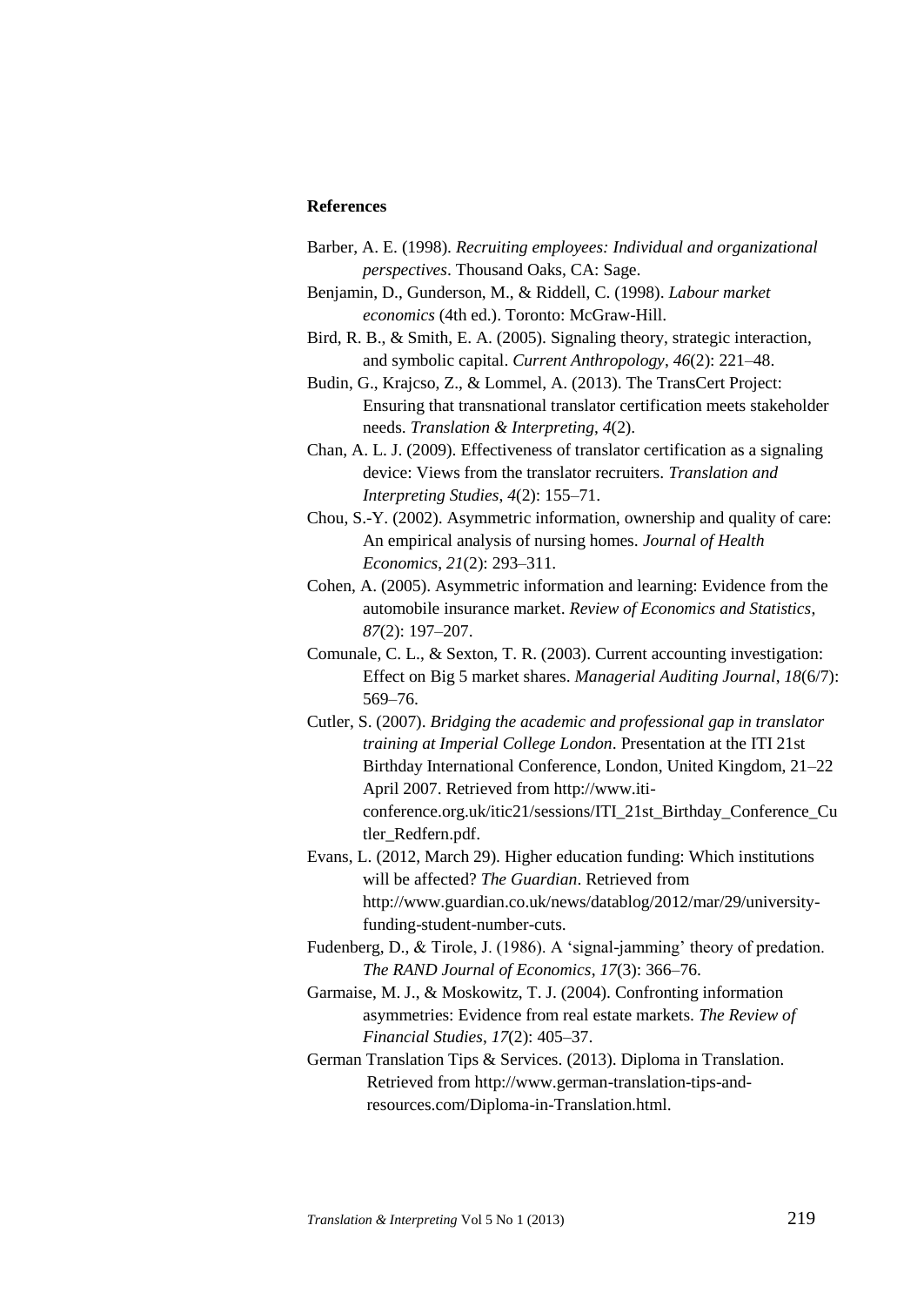**References**

Barber, A. E. (1998). *Recruiting employees: Individual and organizational perspectives*. Thousand Oaks, CA: Sage.

Benjamin, D., Gunderson, M., & Riddell, C. (1998). *Labour market economics* (4th ed.). Toronto: McGraw-Hill.

Bird, R. B., & Smith, E. A. (2005). Signaling theory, strategic interaction, and symbolic capital. *Current Anthropology*, *46*(2): 221–48.

Budin, G., Krajcso, Z., & Lommel, A. (2013). The TransCert Project: Ensuring that transnational translator certification meets stakeholder needs. *Translation & Interpreting*, *4*(2).

Chan, A. L. J. (2009). Effectiveness of translator certification as a signaling device: Views from the translator recruiters. *Translation and Interpreting Studies*, *4*(2): 155–71.

Chou, S.-Y. (2002). Asymmetric information, ownership and quality of care: An empirical analysis of nursing homes. *Journal of Health Economics*, *21*(2): 293–311.

Cohen, A. (2005). Asymmetric information and learning: Evidence from the automobile insurance market. *Review of Economics and Statistics*, *87*(2): 197–207.

Comunale, C. L., & Sexton, T. R. (2003). Current accounting investigation: Effect on Big 5 market shares. *Managerial Auditing Journal*, *18*(6/7): 569–76.

Cutler, S. (2007). *Bridging the academic and professional gap in translator training at Imperial College London*. Presentation at the ITI 21st Birthday International Conference, London, United Kingdom, 21–22 April 2007. Retrieved from http://www.iti-conference.org.uk/itic21/sessions/ITI_21st_Birthday_Conference_Cutler_Redfern.pdf.

Evans, L. (2012, March 29). Higher education funding: Which institutions will be affected? *The Guardian*. Retrieved from http://www.guardian.co.uk/news/datablog/2012/mar/29/university-funding-student-number-cuts.

Fudenberg, D., & Tirole, J. (1986). A 'signal-jamming' theory of predation. *The RAND Journal of Economics*, *17*(3): 366–76.

Garmaise, M. J., & Moskowitz, T. J. (2004). Confronting information asymmetries: Evidence from real estate markets. *The Review of Financial Studies*, *17*(2): 405–37.

German Translation Tips & Services. (2013). Diploma in Translation. Retrieved from http://www.german-translation-tips-and-resources.com/Diploma-in-Translation.html.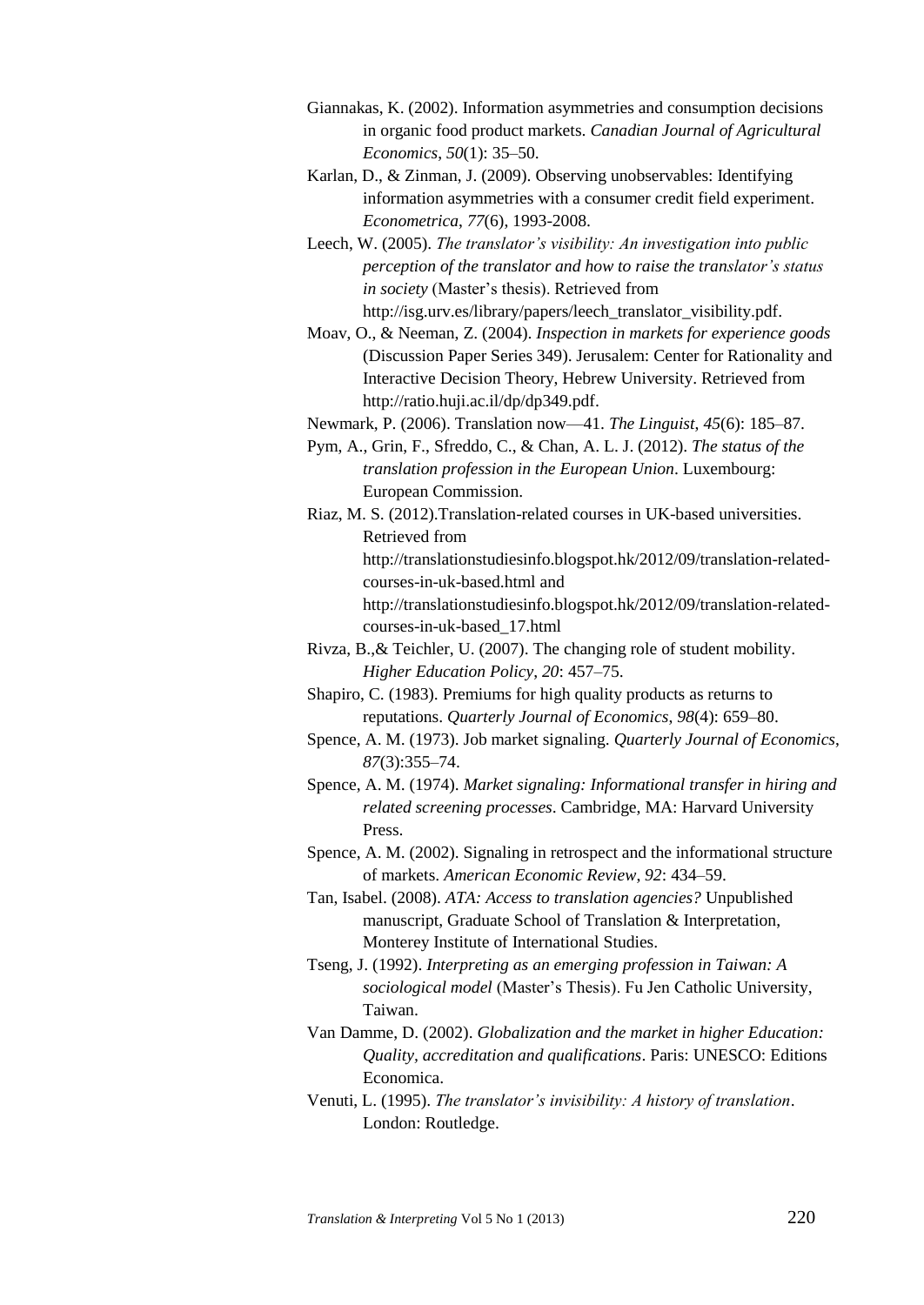Giannakas, K. (2002). Information asymmetries and consumption decisions in organic food product markets. *Canadian Journal of Agricultural Economics*, *50*(1): 35–50.

Karlan, D., & Zinman, J. (2009). Observing unobservables: Identifying information asymmetries with a consumer credit field experiment. *Econometrica*, *77*(6), 1993-2008.

Leech, W. (2005). *The translator's visibility: An investigation into public perception of the translator and how to raise the translator's status in society* (Master's thesis). Retrieved from http://isg.urv.es/library/papers/leech_translator_visibility.pdf.

Moav, O., & Neeman, Z. (2004). *Inspection in markets for experience goods* (Discussion Paper Series 349). Jerusalem: Center for Rationality and Interactive Decision Theory, Hebrew University. Retrieved from http://ratio.huji.ac.il/dp/dp349.pdf.

Newmark, P. (2006). Translation now—41. *The Linguist*, *45*(6): 185–87.

Pym, A., Grin, F., Sfreddo, C., & Chan, A. L. J. (2012). *The status of the translation profession in the European Union*. Luxembourg: European Commission.

Riaz, M. S. (2012).Translation-related courses in UK-based universities. Retrieved from http://translationstudiesinfo.blogspot.hk/2012/09/translation-related-courses-in-uk-based.html and http://translationstudiesinfo.blogspot.hk/2012/09/translation-related-courses-in-uk-based_17.html

Rivza, B.,& Teichler, U. (2007). The changing role of student mobility. *Higher Education Policy*, *20*: 457–75.

Shapiro, C. (1983). Premiums for high quality products as returns to reputations. *Quarterly Journal of Economics*, *98*(4): 659–80.

Spence, A. M. (1973). Job market signaling. *Quarterly Journal of Economics*, *87*(3):355–74.

Spence, A. M. (1974). *Market signaling: Informational transfer in hiring and related screening processes*. Cambridge, MA: Harvard University Press.

Spence, A. M. (2002). Signaling in retrospect and the informational structure of markets. *American Economic Review*, *92*: 434–59.

Tan, Isabel. (2008). *ATA: Access to translation agencies?* Unpublished manuscript, Graduate School of Translation & Interpretation, Monterey Institute of International Studies.

Tseng, J. (1992). *Interpreting as an emerging profession in Taiwan: A sociological model* (Master's Thesis). Fu Jen Catholic University, Taiwan.

Van Damme, D. (2002). *Globalization and the market in higher Education: Quality, accreditation and qualifications*. Paris: UNESCO: Editions Economica.

Venuti, L. (1995). *The translator's invisibility: A history of translation*. London: Routledge.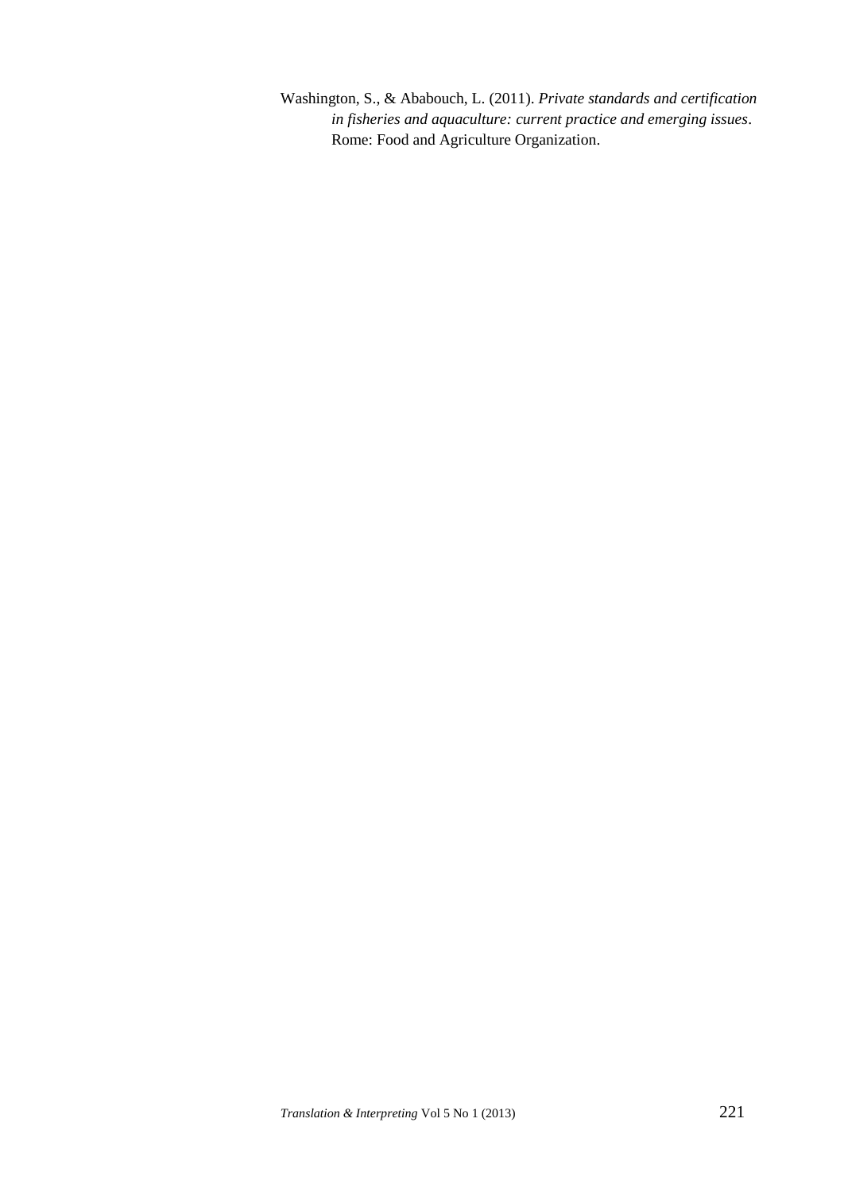Washington, S., & Ababouch, L. (2011). *Private standards and certification in fisheries and aquaculture: current practice and emerging issues*. Rome: Food and Agriculture Organization.